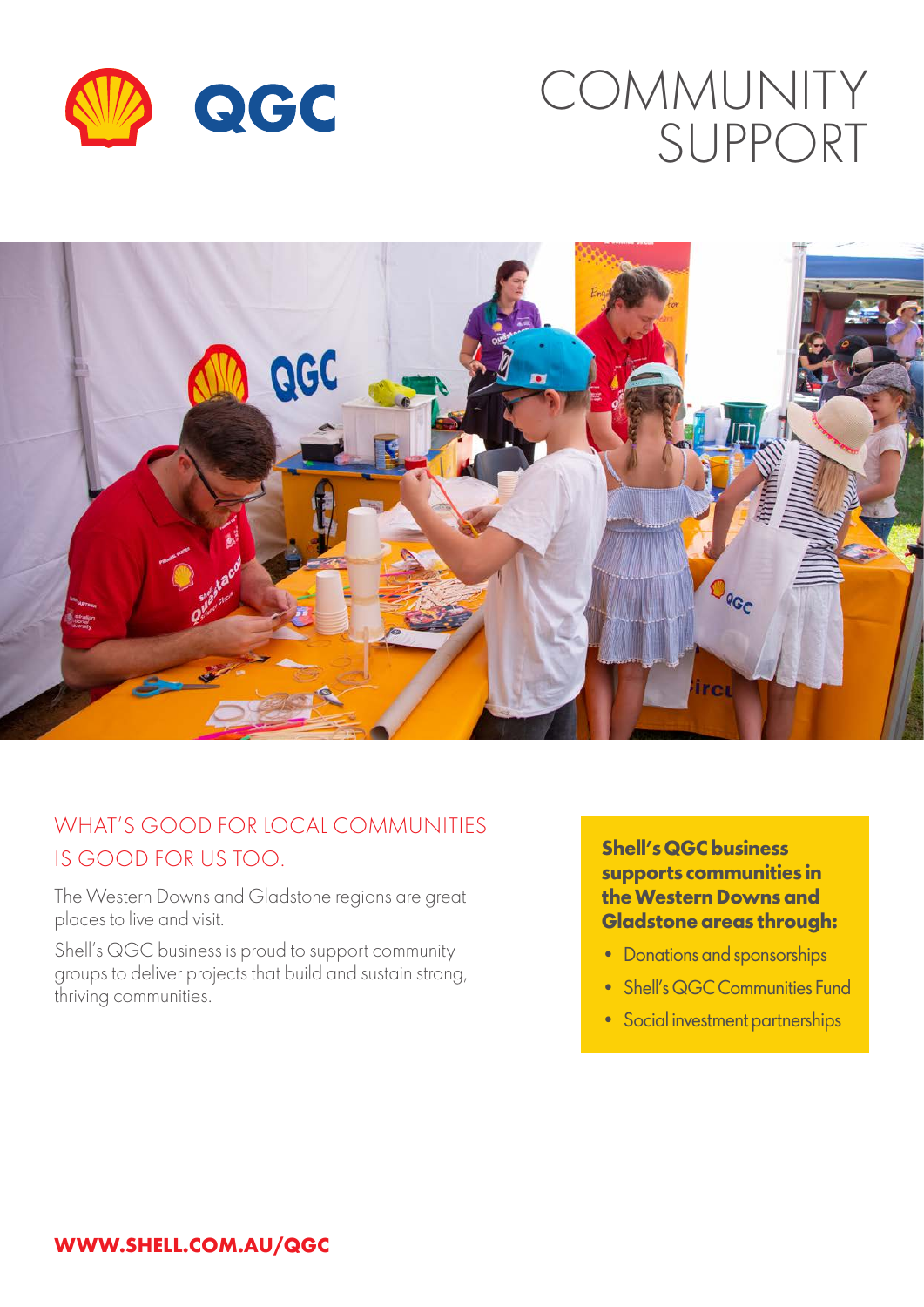# COMMUNITY SUPPORT

## WHAT'S GOOD FOR LOCAL COMMUNITIES IS GOOD FOR US TOO.

The Western Downs and Gladstone regions are great places to live and visit.

Shell's QGC business is proud to support community groups to deliver projects that build and sustain strong, thriving communities.

**Shell's QGC business supports communities in the Western Downs and Gladstone areas through:**

- Donations and sponsorships
- Shell's QGC Communities Fund
- Social investment partnerships

**WWW.SHELL.COM.AU/QGC**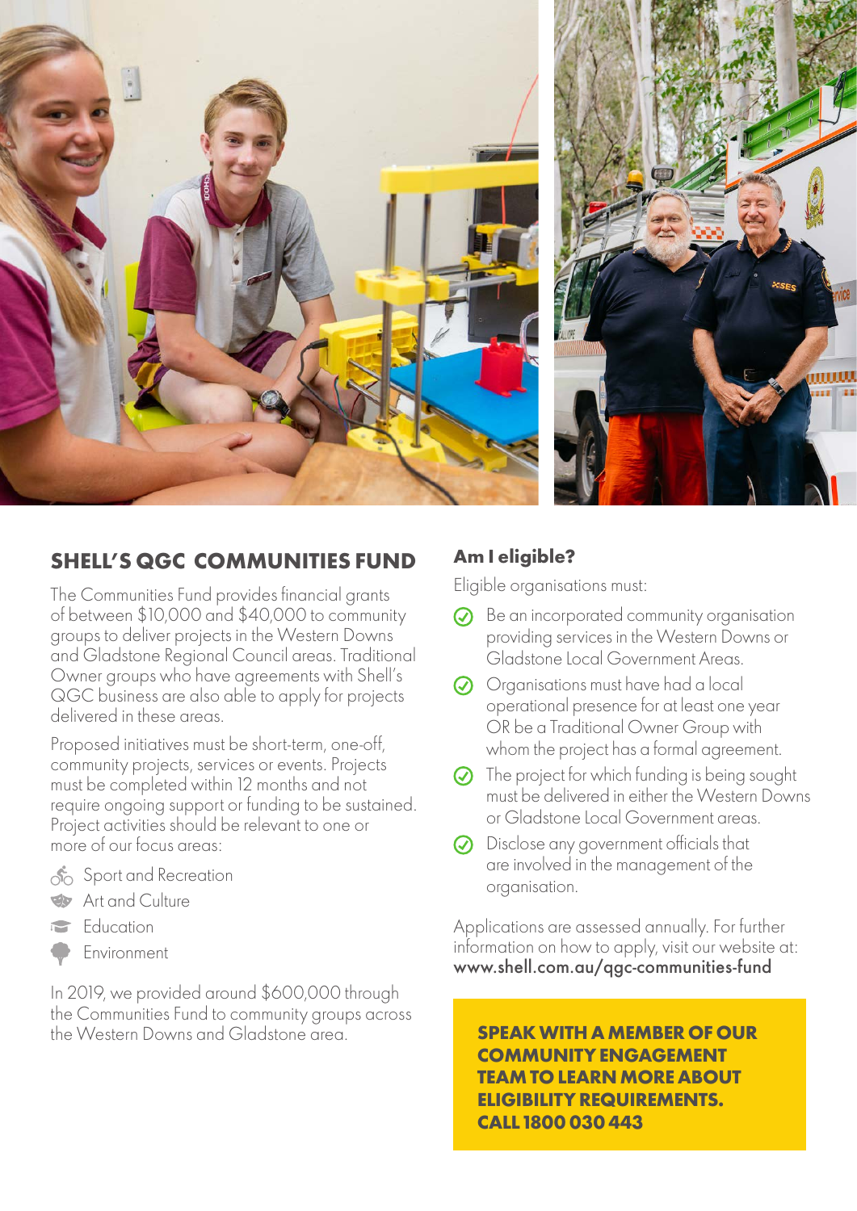## SHELL'S QGC COMMUNITIES FUND

The Communities Fund provides financial grants of between $10,000 and $40,000 to community groups to deliver projects in the Western Downs and Gladstone Regional Council areas. Traditional Owner groups who have agreements with Shell's QGC business are also able to apply for projects delivered in these areas.

Proposed initiatives must be short-term, one-off, community projects, services or events. Projects must be completed within 12 months and not require ongoing support or funding to be sustained. Project activities should be relevant to one or more of our focus areas:

- Sport and Recreation
- Art and Culture
- Education
- Environment

In 2019, we provided around $600,000 through the Communities Fund to community groups across the Western Downs and Gladstone area.

### Am I eligible?

Eligible organisations must:

- Be an incorporated community organisation providing services in the Western Downs or Gladstone Local Government Areas.
- Organisations must have had a local operational presence for at least one year OR be a Traditional Owner Group with whom the project has a formal agreement.
- The project for which funding is being sought must be delivered in either the Western Downs or Gladstone Local Government areas.
- Disclose any government officials that are involved in the management of the organisation.

Applications are assessed annually. For further information on how to apply, visit our website at: www.shell.com.au/qgc-communities-fund

**SPEAK WITH A MEMBER OF OUR COMMUNITY ENGAGEMENT TEAM TO LEARN MORE ABOUT ELIGIBILITY REQUIREMENTS. CALL 1800 030 443**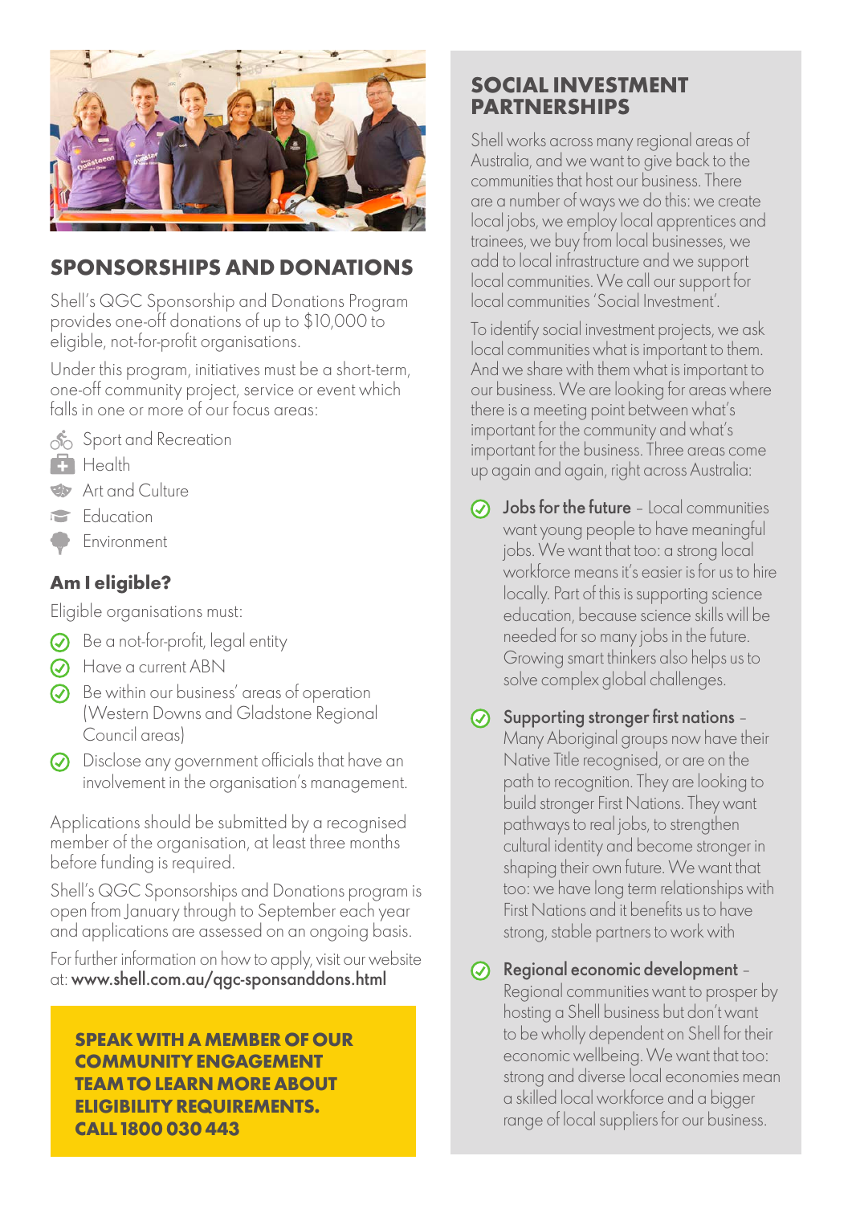## SPONSORSHIPS AND DONATIONS

Shell's QGC Sponsorship and Donations Program provides one-off donations of up to $10,000 to eligible, not-for-profit organisations.

Under this program, initiatives must be a short-term, one-off community project, service or event which falls in one or more of our focus areas:

- Sport and Recreation
- Health
- Art and Culture
- Education
- Environment

### Am I eligible?

Eligible organisations must:

- Be a not-for-profit, legal entity
- Have a current ABN
- Be within our business' areas of operation (Western Downs and Gladstone Regional Council areas)
- Disclose any government officials that have an involvement in the organisation's management.

Applications should be submitted by a recognised member of the organisation, at least three months before funding is required.

Shell's QGC Sponsorships and Donations program is open from January through to September each year and applications are assessed on an ongoing basis.

For further information on how to apply, visit our website at: **www.shell.com.au/qgc-sponsanddons.html**

**SPEAK WITH A MEMBER OF OUR COMMUNITY ENGAGEMENT TEAM TO LEARN MORE ABOUT ELIGIBILITY REQUIREMENTS. CALL 1800 030 443**

## SOCIAL INVESTMENT PARTNERSHIPS

Shell works across many regional areas of Australia, and we want to give back to the communities that host our business. There are a number of ways we do this: we create local jobs, we employ local apprentices and trainees, we buy from local businesses, we add to local infrastructure and we support local communities. We call our support for local communities 'Social Investment'.

To identify social investment projects, we ask local communities what is important to them. And we share with them what is important to our business. We are looking for areas where there is a meeting point between what's important for the community and what's important for the business. Three areas come up again and again, right across Australia:

- **Jobs for the future** – Local communities want young people to have meaningful jobs. We want that too: a strong local workforce means it's easier is for us to hire locally. Part of this is supporting science education, because science skills will be needed for so many jobs in the future. Growing smart thinkers also helps us to solve complex global challenges.
- **Supporting stronger first nations** – Many Aboriginal groups now have their Native Title recognised, or are on the path to recognition. They are looking to build stronger First Nations. They want pathways to real jobs, to strengthen cultural identity and become stronger in shaping their own future. We want that too: we have long term relationships with First Nations and it benefits us to have strong, stable partners to work with
- **Regional economic development** – Regional communities want to prosper by hosting a Shell business but don't want to be wholly dependent on Shell for their economic wellbeing. We want that too: strong and diverse local economies mean a skilled local workforce and a bigger range of local suppliers for our business.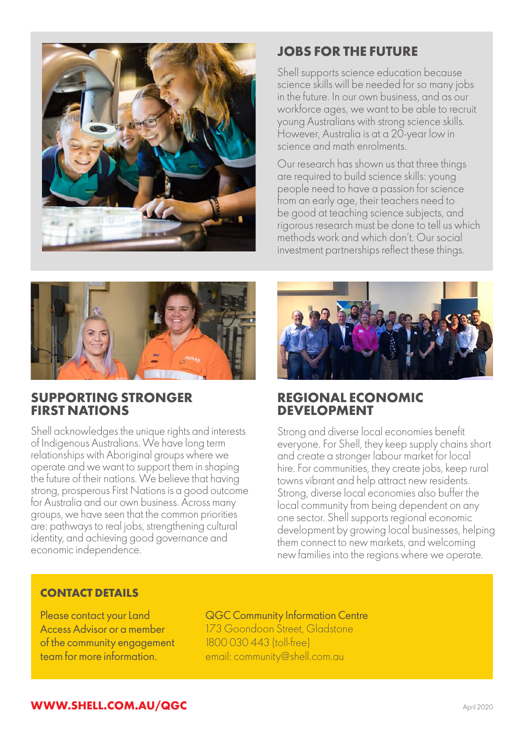## JOBS FOR THE FUTURE

Shell supports science education because science skills will be needed for so many jobs in the future. In our own business, and as our workforce ages, we want to be able to recruit young Australians with strong science skills. However, Australia is at a 20-year low in science and math enrolments.

Our research has shown us that three things are required to build science skills: young people need to have a passion for science from an early age, their teachers need to be good at teaching science subjects, and rigorous research must be done to tell us which methods work and which don't. Our social investment partnerships reflect these things.

## SUPPORTING STRONGER FIRST NATIONS

Shell acknowledges the unique rights and interests of Indigenous Australians. We have long term relationships with Aboriginal groups where we operate and we want to support them in shaping the future of their nations. We believe that having strong, prosperous First Nations is a good outcome for Australia and our own business. Across many groups, we have seen that the common priorities are: pathways to real jobs, strengthening cultural identity, and achieving good governance and economic independence.

## REGIONAL ECONOMIC DEVELOPMENT

Strong and diverse local economies benefit everyone. For Shell, they keep supply chains short and create a stronger labour market for local hire. For communities, they create jobs, keep rural towns vibrant and help attract new residents. Strong, diverse local economies also buffer the local community from being dependent on any one sector. Shell supports regional economic development by growing local businesses, helping them connect to new markets, and welcoming new families into the regions where we operate.

## CONTACT DETAILS

Please contact your Land Access Advisor or a member of the community engagement team for more information.

QGC Community Information Centre
173 Goondoon Street, Gladstone
1800 030 443 (toll-free)
email: community@shell.com.au

**WWW.SHELL.COM.AU/QGC**

April 2020